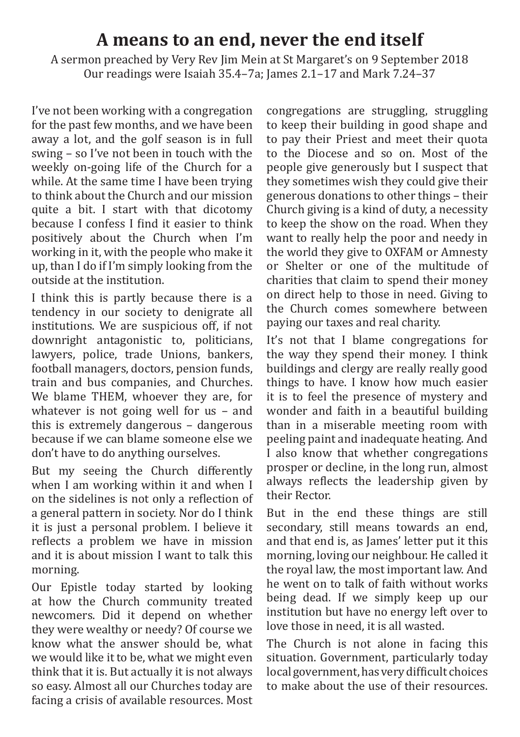# A means to an end, never the end itself

A sermon preached by Very Rev Jim Mein at St Margaret's on 9 September 2018
Our readings were Isaiah 35.4–7a; James 2.1–17 and Mark 7.24–37

I've not been working with a congregation for the past few months, and we have been away a lot, and the golf season is in full swing – so I've not been in touch with the weekly on-going life of the Church for a while. At the same time I have been trying to think about the Church and our mission quite a bit. I start with that dicotomy because I confess I find it easier to think positively about the Church when I'm working in it, with the people who make it up, than I do if I'm simply looking from the outside at the institution.

I think this is partly because there is a tendency in our society to denigrate all institutions. We are suspicious off, if not downright antagonistic to, politicians, lawyers, police, trade Unions, bankers, football managers, doctors, pension funds, train and bus companies, and Churches. We blame THEM, whoever they are, for whatever is not going well for us – and this is extremely dangerous – dangerous because if we can blame someone else we don't have to do anything ourselves.

But my seeing the Church differently when I am working within it and when I on the sidelines is not only a reflection of a general pattern in society. Nor do I think it is just a personal problem. I believe it reflects a problem we have in mission and it is about mission I want to talk this morning.

Our Epistle today started by looking at how the Church community treated newcomers. Did it depend on whether they were wealthy or needy? Of course we know what the answer should be, what we would like it to be, what we might even think that it is. But actually it is not always so easy. Almost all our Churches today are facing a crisis of available resources. Most congregations are struggling, struggling to keep their building in good shape and to pay their Priest and meet their quota to the Diocese and so on. Most of the people give generously but I suspect that they sometimes wish they could give their generous donations to other things – their Church giving is a kind of duty, a necessity to keep the show on the road. When they want to really help the poor and needy in the world they give to OXFAM or Amnesty or Shelter or one of the multitude of charities that claim to spend their money on direct help to those in need. Giving to the Church comes somewhere between paying our taxes and real charity.

It's not that I blame congregations for the way they spend their money. I think buildings and clergy are really really good things to have. I know how much easier it is to feel the presence of mystery and wonder and faith in a beautiful building than in a miserable meeting room with peeling paint and inadequate heating. And I also know that whether congregations prosper or decline, in the long run, almost always reflects the leadership given by their Rector.

But in the end these things are still secondary, still means towards an end, and that end is, as James' letter put it this morning, loving our neighbour. He called it the royal law, the most important law. And he went on to talk of faith without works being dead. If we simply keep up our institution but have no energy left over to love those in need, it is all wasted.

The Church is not alone in facing this situation. Government, particularly today local government, has very difficult choices to make about the use of their resources.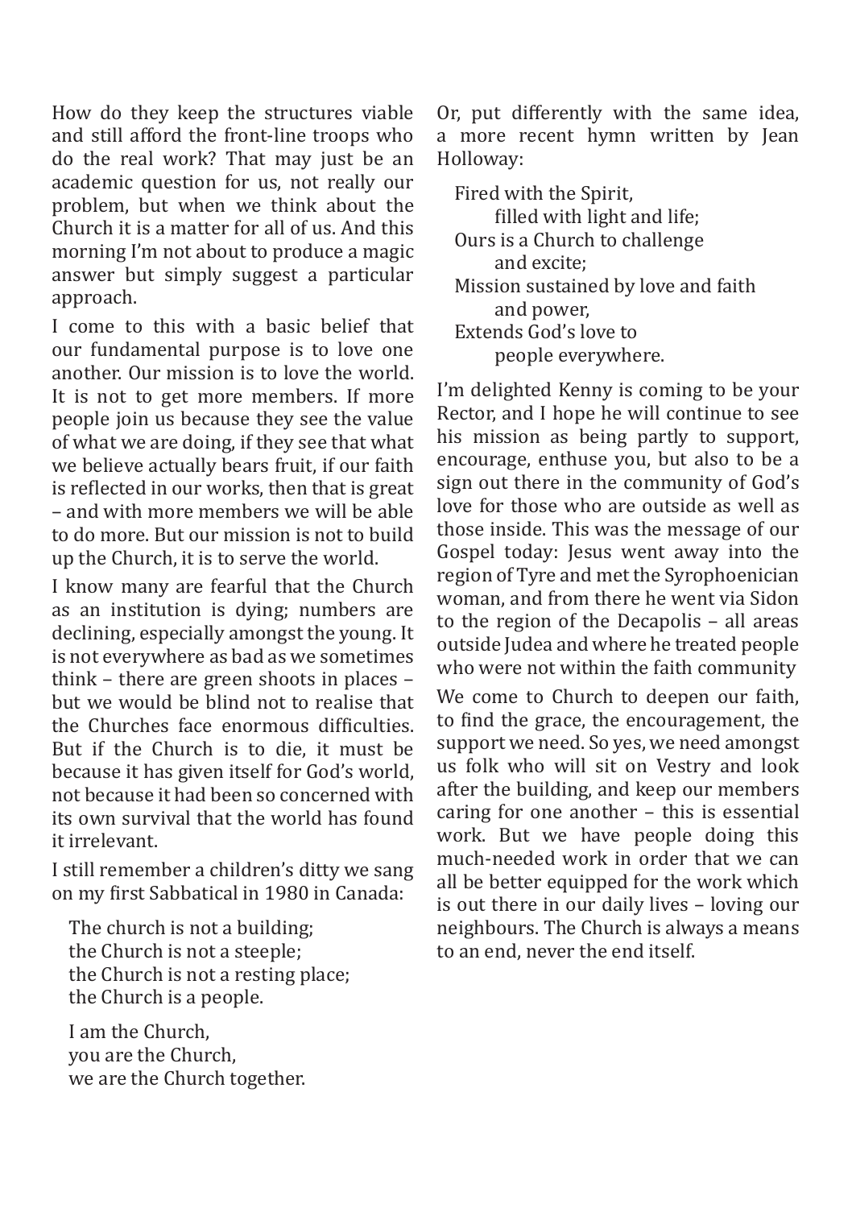How do they keep the structures viable and still afford the front-line troops who do the real work? That may just be an academic question for us, not really our problem, but when we think about the Church it is a matter for all of us. And this morning I'm not about to produce a magic answer but simply suggest a particular approach.

I come to this with a basic belief that our fundamental purpose is to love one another. Our mission is to love the world. It is not to get more members. If more people join us because they see the value of what we are doing, if they see that what we believe actually bears fruit, if our faith is reflected in our works, then that is great – and with more members we will be able to do more. But our mission is not to build up the Church, it is to serve the world.

I know many are fearful that the Church as an institution is dying; numbers are declining, especially amongst the young. It is not everywhere as bad as we sometimes think – there are green shoots in places – but we would be blind not to realise that the Churches face enormous difficulties. But if the Church is to die, it must be because it has given itself for God's world, not because it had been so concerned with its own survival that the world has found it irrelevant.

I still remember a children's ditty we sang on my first Sabbatical in 1980 in Canada:

> The church is not a building;
> the Church is not a steeple;
> the Church is not a resting place;
> the Church is a people.
>
> I am the Church,
> you are the Church,
> we are the Church together.

Or, put differently with the same idea, a more recent hymn written by Jean Holloway:

> Fired with the Spirit,
> filled with light and life;
> Ours is a Church to challenge
> and excite;
> Mission sustained by love and faith
> and power,
> Extends God's love to
> people everywhere.

I'm delighted Kenny is coming to be your Rector, and I hope he will continue to see his mission as being partly to support, encourage, enthuse you, but also to be a sign out there in the community of God's love for those who are outside as well as those inside. This was the message of our Gospel today: Jesus went away into the region of Tyre and met the Syrophoenician woman, and from there he went via Sidon to the region of the Decapolis – all areas outside Judea and where he treated people who were not within the faith community

We come to Church to deepen our faith, to find the grace, the encouragement, the support we need. So yes, we need amongst us folk who will sit on Vestry and look after the building, and keep our members caring for one another – this is essential work. But we have people doing this much-needed work in order that we can all be better equipped for the work which is out there in our daily lives – loving our neighbours. The Church is always a means to an end, never the end itself.